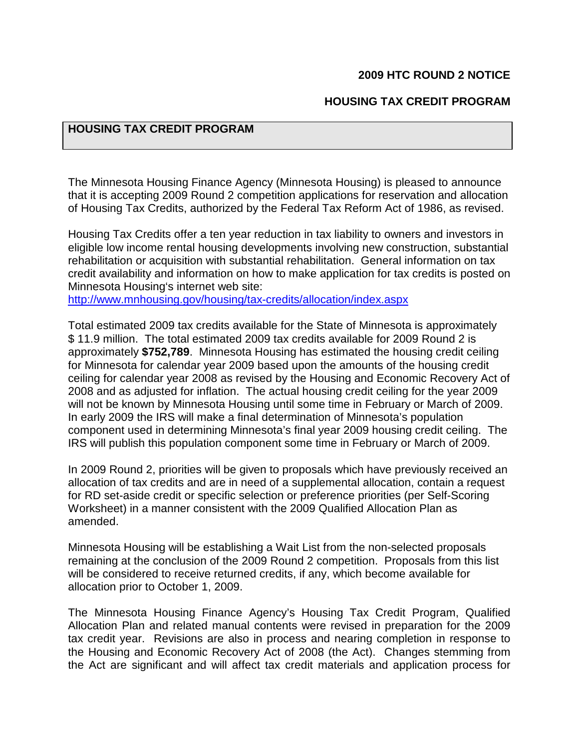**2009 HTC ROUND 2 NOTICE**

**HOUSING TAX CREDIT PROGRAM**

## HOUSING TAX CREDIT PROGRAM

The Minnesota Housing Finance Agency (Minnesota Housing) is pleased to announce that it is accepting 2009 Round 2 competition applications for reservation and allocation of Housing Tax Credits, authorized by the Federal Tax Reform Act of 1986, as revised.

Housing Tax Credits offer a ten year reduction in tax liability to owners and investors in eligible low income rental housing developments involving new construction, substantial rehabilitation or acquisition with substantial rehabilitation. General information on tax credit availability and information on how to make application for tax credits is posted on Minnesota Housing's internet web site:
http://www.mnhousing.gov/housing/tax-credits/allocation/index.aspx

Total estimated 2009 tax credits available for the State of Minnesota is approximately $ 11.9 million. The total estimated 2009 tax credits available for 2009 Round 2 is approximately **$752,789**. Minnesota Housing has estimated the housing credit ceiling for Minnesota for calendar year 2009 based upon the amounts of the housing credit ceiling for calendar year 2008 as revised by the Housing and Economic Recovery Act of 2008 and as adjusted for inflation. The actual housing credit ceiling for the year 2009 will not be known by Minnesota Housing until some time in February or March of 2009. In early 2009 the IRS will make a final determination of Minnesota's population component used in determining Minnesota's final year 2009 housing credit ceiling. The IRS will publish this population component some time in February or March of 2009.

In 2009 Round 2, priorities will be given to proposals which have previously received an allocation of tax credits and are in need of a supplemental allocation, contain a request for RD set-aside credit or specific selection or preference priorities (per Self-Scoring Worksheet) in a manner consistent with the 2009 Qualified Allocation Plan as amended.

Minnesota Housing will be establishing a Wait List from the non-selected proposals remaining at the conclusion of the 2009 Round 2 competition. Proposals from this list will be considered to receive returned credits, if any, which become available for allocation prior to October 1, 2009.

The Minnesota Housing Finance Agency's Housing Tax Credit Program, Qualified Allocation Plan and related manual contents were revised in preparation for the 2009 tax credit year. Revisions are also in process and nearing completion in response to the Housing and Economic Recovery Act of 2008 (the Act). Changes stemming from the Act are significant and will affect tax credit materials and application process for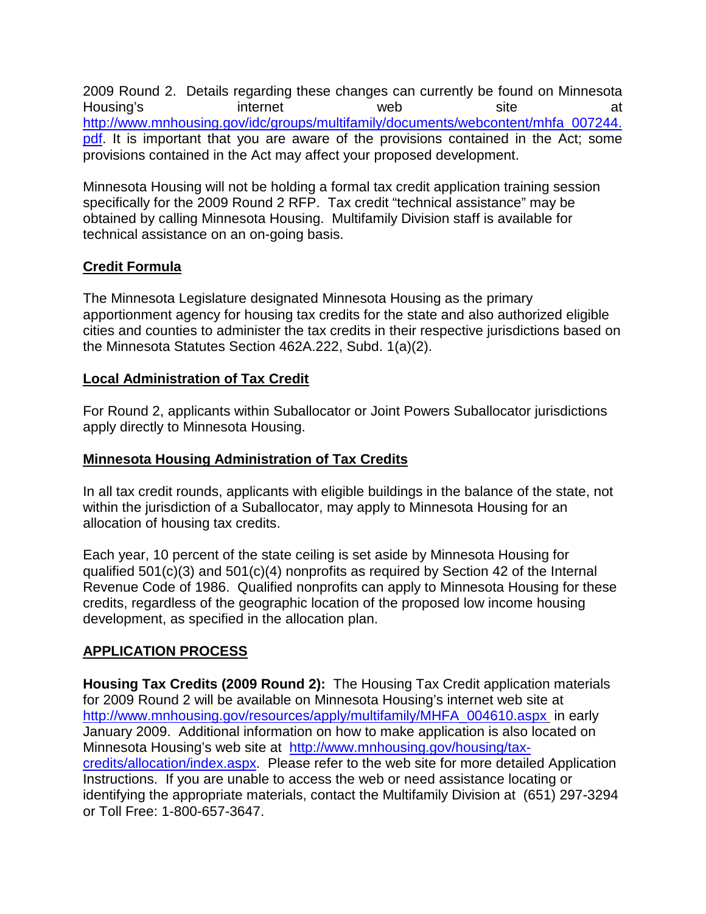2009 Round 2. Details regarding these changes can currently be found on Minnesota Housing's internet web site at [http://www.mnhousing.gov/idc/groups/multifamily/documents/webcontent/mhfa_007244.pdf](http://www.mnhousing.gov/idc/groups/multifamily/documents/webcontent/mhfa_007244.pdf). It is important that you are aware of the provisions contained in the Act; some provisions contained in the Act may affect your proposed development.

Minnesota Housing will not be holding a formal tax credit application training session specifically for the 2009 Round 2 RFP. Tax credit "technical assistance" may be obtained by calling Minnesota Housing. Multifamily Division staff is available for technical assistance on an on-going basis.

## Credit Formula

The Minnesota Legislature designated Minnesota Housing as the primary apportionment agency for housing tax credits for the state and also authorized eligible cities and counties to administer the tax credits in their respective jurisdictions based on the Minnesota Statutes Section 462A.222, Subd. 1(a)(2).

## Local Administration of Tax Credit

For Round 2, applicants within Suballocator or Joint Powers Suballocator jurisdictions apply directly to Minnesota Housing.

## Minnesota Housing Administration of Tax Credits

In all tax credit rounds, applicants with eligible buildings in the balance of the state, not within the jurisdiction of a Suballocator, may apply to Minnesota Housing for an allocation of housing tax credits.

Each year, 10 percent of the state ceiling is set aside by Minnesota Housing for qualified 501(c)(3) and 501(c)(4) nonprofits as required by Section 42 of the Internal Revenue Code of 1986. Qualified nonprofits can apply to Minnesota Housing for these credits, regardless of the geographic location of the proposed low income housing development, as specified in the allocation plan.

## APPLICATION PROCESS

**Housing Tax Credits (2009 Round 2):** The Housing Tax Credit application materials for 2009 Round 2 will be available on Minnesota Housing's internet web site at [http://www.mnhousing.gov/resources/apply/multifamily/MHFA_004610.aspx](http://www.mnhousing.gov/resources/apply/multifamily/MHFA_004610.aspx) in early January 2009. Additional information on how to make application is also located on Minnesota Housing's web site at [http://www.mnhousing.gov/housing/tax-credits/allocation/index.aspx](http://www.mnhousing.gov/housing/tax-credits/allocation/index.aspx). Please refer to the web site for more detailed Application Instructions. If you are unable to access the web or need assistance locating or identifying the appropriate materials, contact the Multifamily Division at (651) 297-3294 or Toll Free: 1-800-657-3647.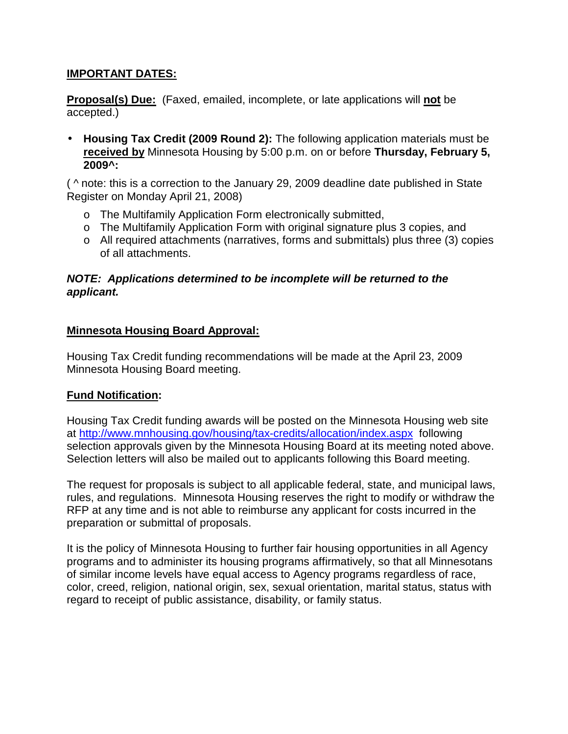**IMPORTANT DATES:**

**Proposal(s) Due:** (Faxed, emailed, incomplete, or late applications will **not** be accepted.)

- **Housing Tax Credit (2009 Round 2):** The following application materials must be **received by** Minnesota Housing by 5:00 p.m. on or before **Thursday, February 5, 2009^:**

( ^ note: this is a correction to the January 29, 2009 deadline date published in State Register on Monday April 21, 2008)

- The Multifamily Application Form electronically submitted,
- The Multifamily Application Form with original signature plus 3 copies, and
- All required attachments (narratives, forms and submittals) plus three (3) copies of all attachments.

***NOTE: Applications determined to be incomplete will be returned to the applicant.***

**Minnesota Housing Board Approval:**

Housing Tax Credit funding recommendations will be made at the April 23, 2009 Minnesota Housing Board meeting.

**Fund Notification:**

Housing Tax Credit funding awards will be posted on the Minnesota Housing web site at http://www.mnhousing.gov/housing/tax-credits/allocation/index.aspx following selection approvals given by the Minnesota Housing Board at its meeting noted above. Selection letters will also be mailed out to applicants following this Board meeting.

The request for proposals is subject to all applicable federal, state, and municipal laws, rules, and regulations. Minnesota Housing reserves the right to modify or withdraw the RFP at any time and is not able to reimburse any applicant for costs incurred in the preparation or submittal of proposals.

It is the policy of Minnesota Housing to further fair housing opportunities in all Agency programs and to administer its housing programs affirmatively, so that all Minnesotans of similar income levels have equal access to Agency programs regardless of race, color, creed, religion, national origin, sex, sexual orientation, marital status, status with regard to receipt of public assistance, disability, or family status.